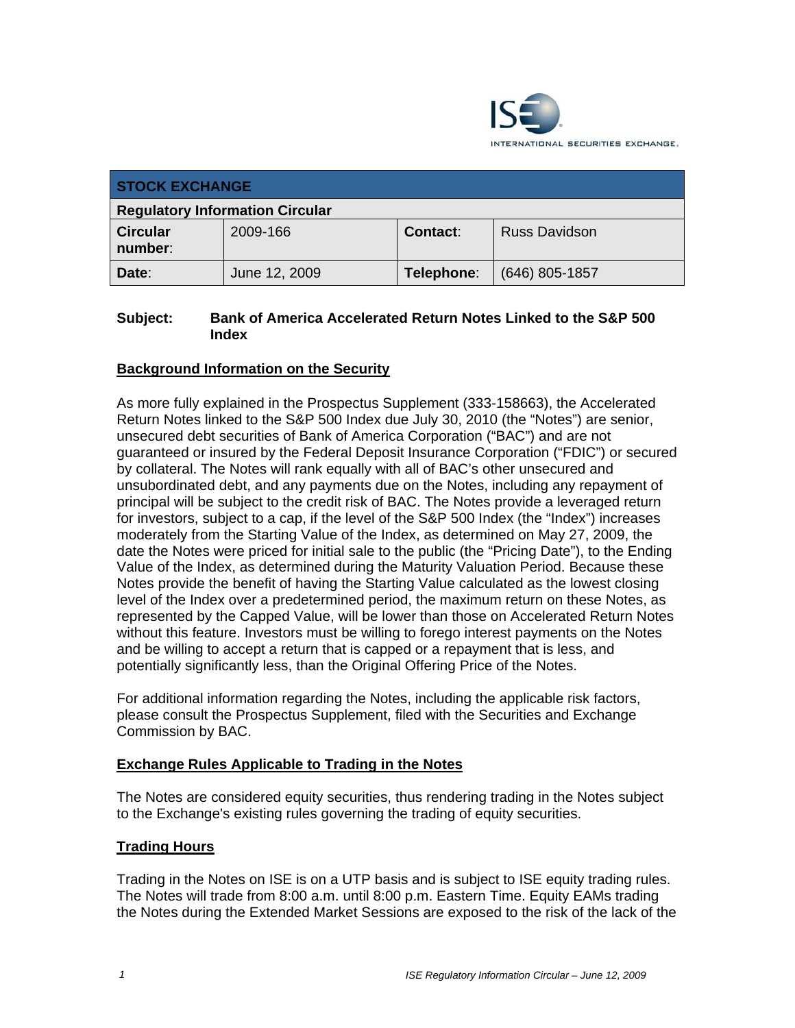ISE INTERNATIONAL SECURITIES EXCHANGE

| STOCK EXCHANGE | | | |
|---|---|---|---|
| **Regulatory Information Circular** | | | |
| **Circular number:** | 2009-166 | **Contact:** | Russ Davidson |
| **Date:** | June 12, 2009 | **Telephone:** | (646) 805-1857 |

**Subject: Bank of America Accelerated Return Notes Linked to the S&P 500 Index**

## Background Information on the Security

As more fully explained in the Prospectus Supplement (333-158663), the Accelerated Return Notes linked to the S&P 500 Index due July 30, 2010 (the "Notes") are senior, unsecured debt securities of Bank of America Corporation ("BAC") and are not guaranteed or insured by the Federal Deposit Insurance Corporation ("FDIC") or secured by collateral. The Notes will rank equally with all of BAC's other unsecured and unsubordinated debt, and any payments due on the Notes, including any repayment of principal will be subject to the credit risk of BAC. The Notes provide a leveraged return for investors, subject to a cap, if the level of the S&P 500 Index (the "Index") increases moderately from the Starting Value of the Index, as determined on May 27, 2009, the date the Notes were priced for initial sale to the public (the "Pricing Date"), to the Ending Value of the Index, as determined during the Maturity Valuation Period. Because these Notes provide the benefit of having the Starting Value calculated as the lowest closing level of the Index over a predetermined period, the maximum return on these Notes, as represented by the Capped Value, will be lower than those on Accelerated Return Notes without this feature. Investors must be willing to forego interest payments on the Notes and be willing to accept a return that is capped or a repayment that is less, and potentially significantly less, than the Original Offering Price of the Notes.

For additional information regarding the Notes, including the applicable risk factors, please consult the Prospectus Supplement, filed with the Securities and Exchange Commission by BAC.

## Exchange Rules Applicable to Trading in the Notes

The Notes are considered equity securities, thus rendering trading in the Notes subject to the Exchange's existing rules governing the trading of equity securities.

## Trading Hours

Trading in the Notes on ISE is on a UTP basis and is subject to ISE equity trading rules. The Notes will trade from 8:00 a.m. until 8:00 p.m. Eastern Time. Equity EAMs trading the Notes during the Extended Market Sessions are exposed to the risk of the lack of the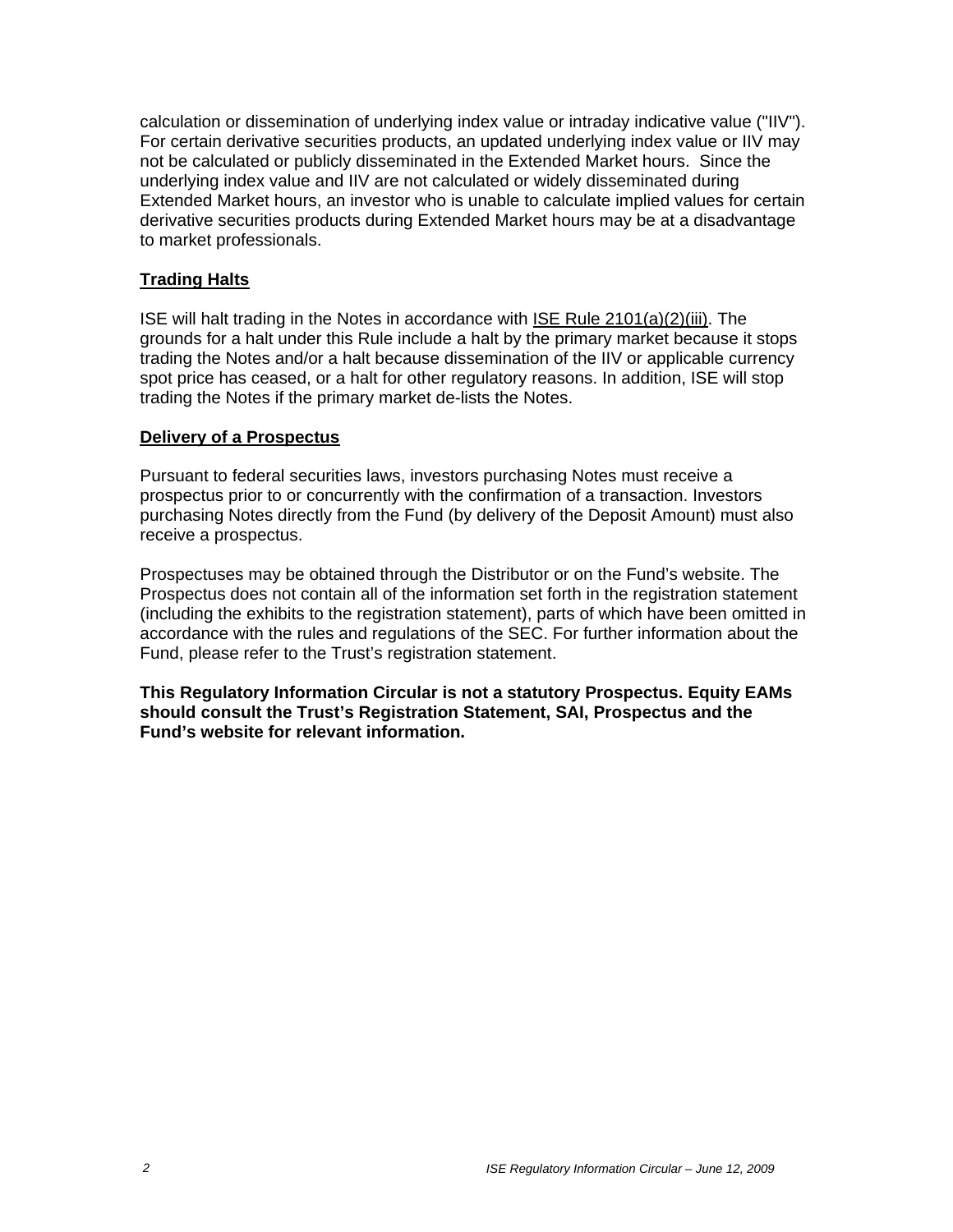calculation or dissemination of underlying index value or intraday indicative value ("IIV"). For certain derivative securities products, an updated underlying index value or IIV may not be calculated or publicly disseminated in the Extended Market hours. Since the underlying index value and IIV are not calculated or widely disseminated during Extended Market hours, an investor who is unable to calculate implied values for certain derivative securities products during Extended Market hours may be at a disadvantage to market professionals.

## Trading Halts

ISE will halt trading in the Notes in accordance with ISE Rule 2101(a)(2)(iii). The grounds for a halt under this Rule include a halt by the primary market because it stops trading the Notes and/or a halt because dissemination of the IIV or applicable currency spot price has ceased, or a halt for other regulatory reasons. In addition, ISE will stop trading the Notes if the primary market de-lists the Notes.

## Delivery of a Prospectus

Pursuant to federal securities laws, investors purchasing Notes must receive a prospectus prior to or concurrently with the confirmation of a transaction. Investors purchasing Notes directly from the Fund (by delivery of the Deposit Amount) must also receive a prospectus.

Prospectuses may be obtained through the Distributor or on the Fund's website. The Prospectus does not contain all of the information set forth in the registration statement (including the exhibits to the registration statement), parts of which have been omitted in accordance with the rules and regulations of the SEC. For further information about the Fund, please refer to the Trust's registration statement.

**This Regulatory Information Circular is not a statutory Prospectus. Equity EAMs should consult the Trust's Registration Statement, SAI, Prospectus and the Fund's website for relevant information.**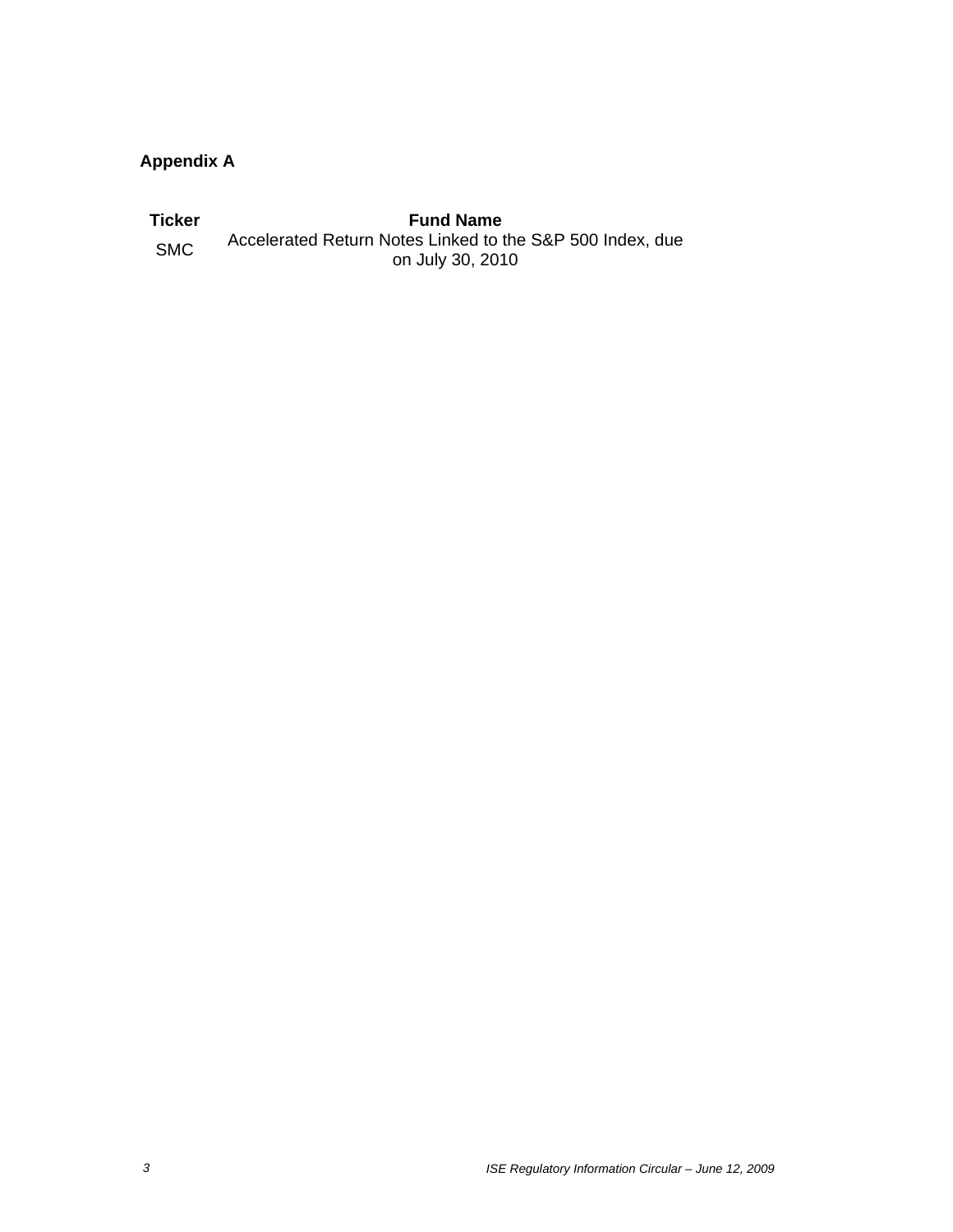**Appendix A**

| Ticker | Fund Name |
|---|---|
| SMC | Accelerated Return Notes Linked to the S&P 500 Index, due on July 30, 2010 |